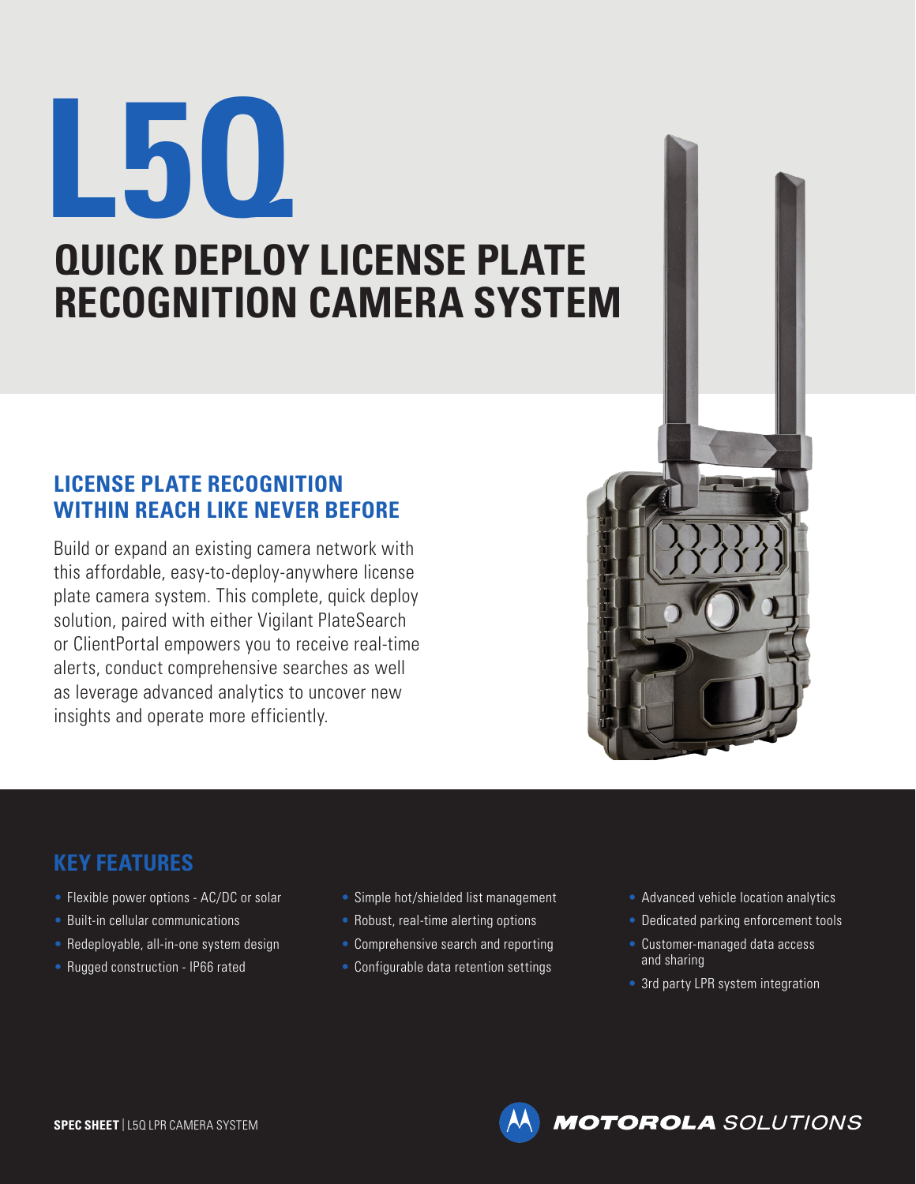# L5Q

## QUICK DEPLOY LICENSE PLATE RECOGNITION CAMERA SYSTEM

### LICENSE PLATE RECOGNITION WITHIN REACH LIKE NEVER BEFORE

Build or expand an existing camera network with this affordable, easy-to-deploy-anywhere license plate camera system. This complete, quick deploy solution, paired with either Vigilant PlateSearch or ClientPortal empowers you to receive real-time alerts, conduct comprehensive searches as well as leverage advanced analytics to uncover new insights and operate more efficiently.

### KEY FEATURES

- Flexible power options - AC/DC or solar
- Built-in cellular communications
- Redeployable, all-in-one system design
- Rugged construction - IP66 rated
- Simple hot/shielded list management
- Robust, real-time alerting options
- Comprehensive search and reporting
- Configurable data retention settings
- Advanced vehicle location analytics
- Dedicated parking enforcement tools
- Customer-managed data access and sharing
- 3rd party LPR system integration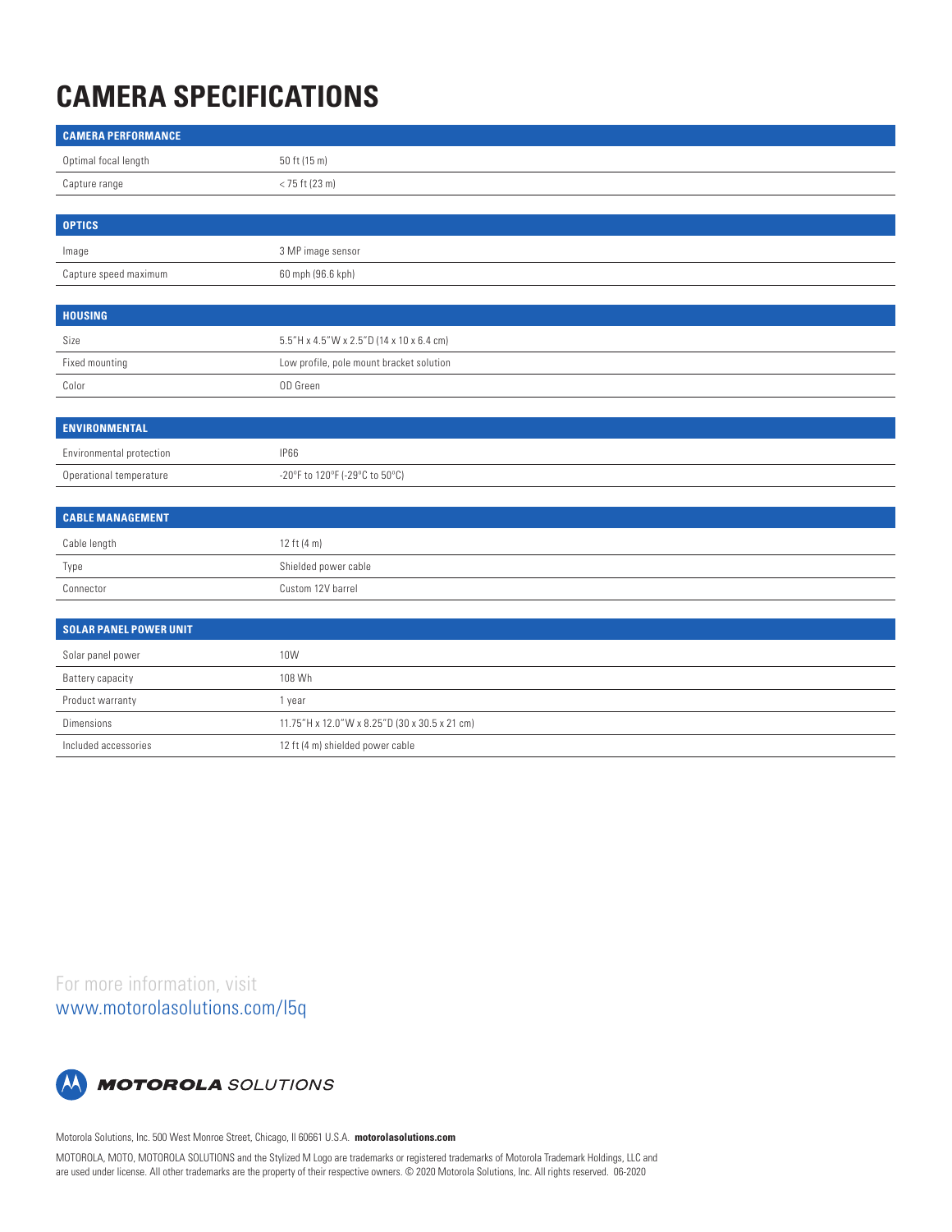# CAMERA SPECIFICATIONS

| CAMERA PERFORMANCE | |
|---|---|
| Optimal focal length | 50 ft (15 m) |
| Capture range | < 75 ft (23 m) |

| OPTICS | |
|---|---|
| Image | 3 MP image sensor |
| Capture speed maximum | 60 mph (96.6 kph) |

| HOUSING | |
|---|---|
| Size | 5.5"H x 4.5"W x 2.5"D (14 x 10 x 6.4 cm) |
| Fixed mounting | Low profile, pole mount bracket solution |
| Color | OD Green |

| ENVIRONMENTAL | |
|---|---|
| Environmental protection | IP66 |
| Operational temperature | -20°F to 120°F (-29°C to 50°C) |

| CABLE MANAGEMENT | |
|---|---|
| Cable length | 12 ft (4 m) |
| Type | Shielded power cable |
| Connector | Custom 12V barrel |

| SOLAR PANEL POWER UNIT | |
|---|---|
| Solar panel power | 10W |
| Battery capacity | 108 Wh |
| Product warranty | 1 year |
| Dimensions | 11.75"H x 12.0"W x 8.25"D (30 x 30.5 x 21 cm) |
| Included accessories | 12 ft (4 m) shielded power cable |

For more information, visit
www.motorolasolutions.com/l5q

MOTOROLA SOLUTIONS

Motorola Solutions, Inc. 500 West Monroe Street, Chicago, Il 60661 U.S.A. **motorolasolutions.com**

MOTOROLA, MOTO, MOTOROLA SOLUTIONS and the Stylized M Logo are trademarks or registered trademarks of Motorola Trademark Holdings, LLC and are used under license. All other trademarks are the property of their respective owners. © 2020 Motorola Solutions, Inc. All rights reserved. 06-2020